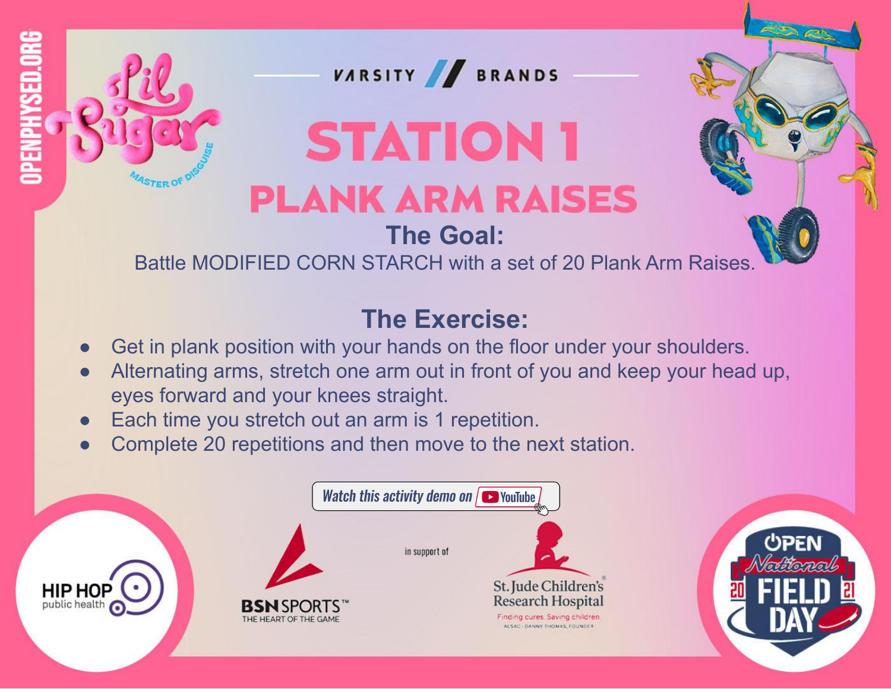OPENPHYSED.ORG

Lil Sugar — Master of Disguise

VARSITY // BRANDS

# STATION 1

## PLANK ARM RAISES

### The Goal:

Battle MODIFIED CORN STARCH with a set of 20 Plank Arm Raises.

### The Exercise:

- Get in plank position with your hands on the floor under your shoulders.
- Alternating arms, stretch one arm out in front of you and keep your head up, eyes forward and your knees straight.
- Each time you stretch out an arm is 1 repetition.
- Complete 20 repetitions and then move to the next station.

*Watch this activity demo on YouTube*

HIP HOP public health

BSN SPORTS™ THE HEART OF THE GAME

in support of

St. Jude Children's® Research Hospital — Finding cures. Saving children. ALSAC · DANNY THOMAS, FOUNDER

OPEN National FIELD DAY 2021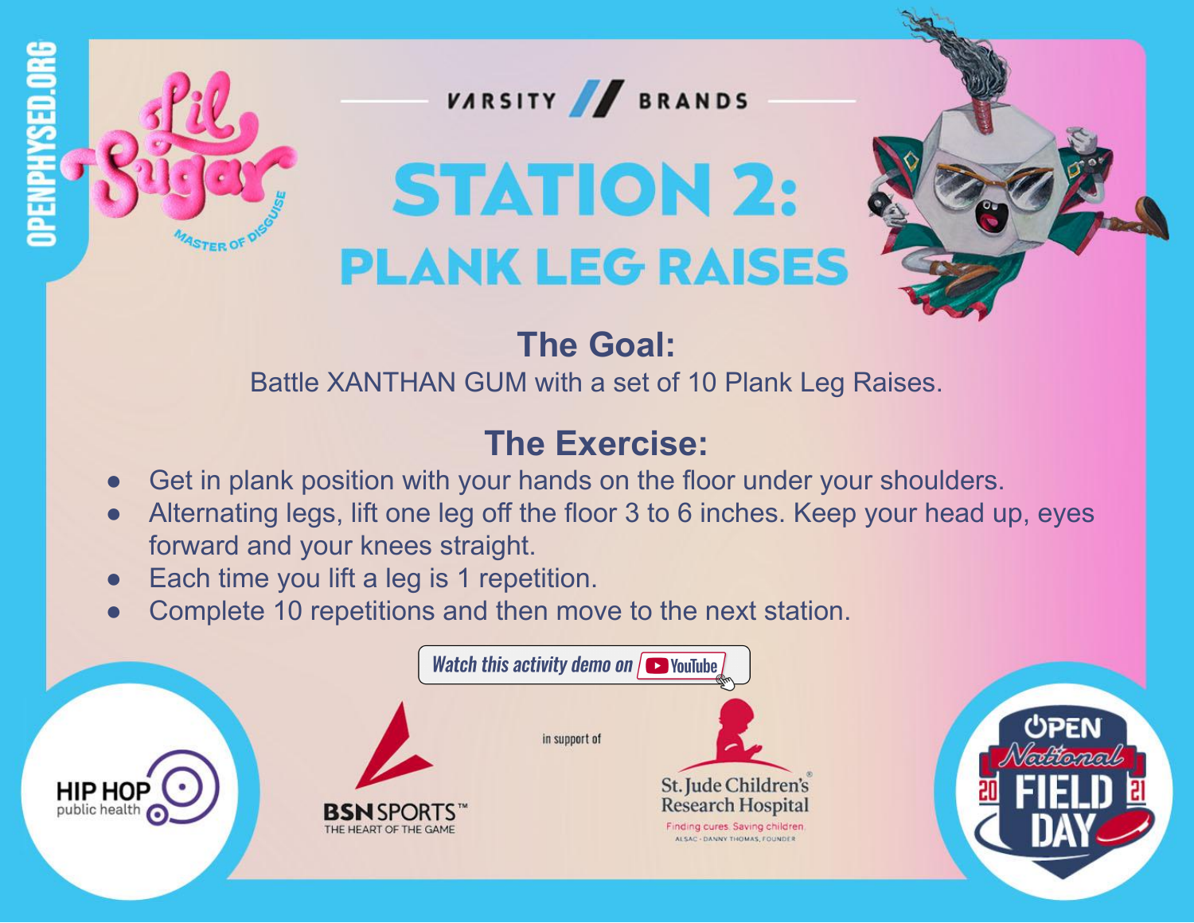OPENPHYSED.ORG

Lil Sugar — Master of Disguise

VARSITY // BRANDS

# STATION 2:
# PLANK LEG RAISES

## The Goal:

Battle XANTHAN GUM with a set of 10 Plank Leg Raises.

## The Exercise:

- Get in plank position with your hands on the floor under your shoulders.
- Alternating legs, lift one leg off the floor 3 to 6 inches. Keep your head up, eyes forward and your knees straight.
- Each time you lift a leg is 1 repetition.
- Complete 10 repetitions and then move to the next station.

*Watch this activity demo on YouTube*

HIP HOP public health

BSN SPORTS™ THE HEART OF THE GAME

in support of

St. Jude Children's Research Hospital
Finding cures. Saving children.
ALSAC · DANNY THOMAS, FOUNDER

OPEN National FIELD DAY 2021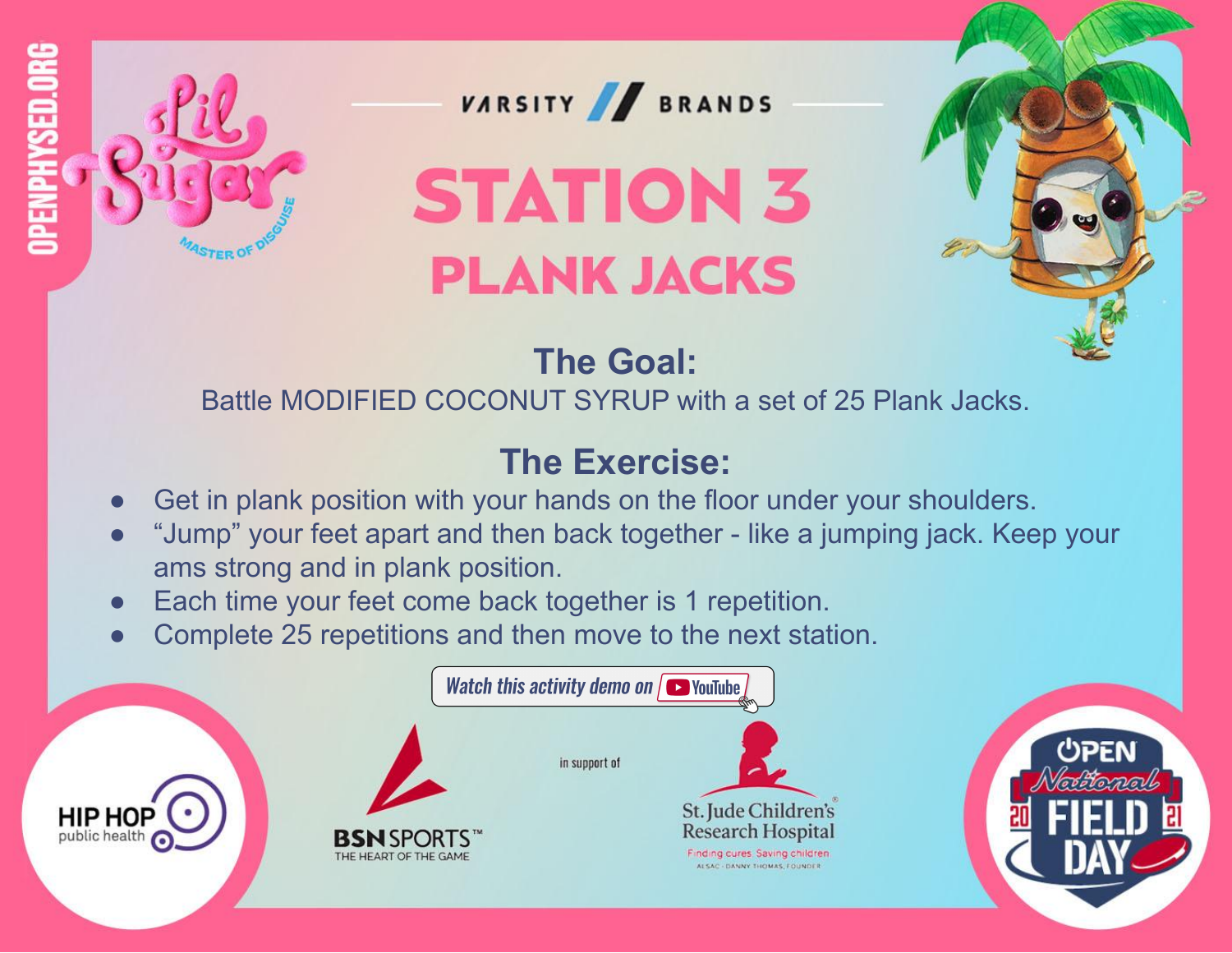OPENPHYSED.ORG

Lil Sugar

MASTER OF DISGUISE

VARSITY // BRANDS

# STATION 3

## PLANK JACKS

### The Goal:

Battle MODIFIED COCONUT SYRUP with a set of 25 Plank Jacks.

### The Exercise:

- Get in plank position with your hands on the floor under your shoulders.
- "Jump" your feet apart and then back together - like a jumping jack. Keep your ams strong and in plank position.
- Each time your feet come back together is 1 repetition.
- Complete 25 repetitions and then move to the next station.

Watch this activity demo on YouTube

HIP HOP public health

BSN SPORTS™ THE HEART OF THE GAME

in support of

St. Jude Children's Research Hospital

Finding cures. Saving children.

ALSAC · DANNY THOMAS, FOUNDER

OPEN National FIELD DAY 2021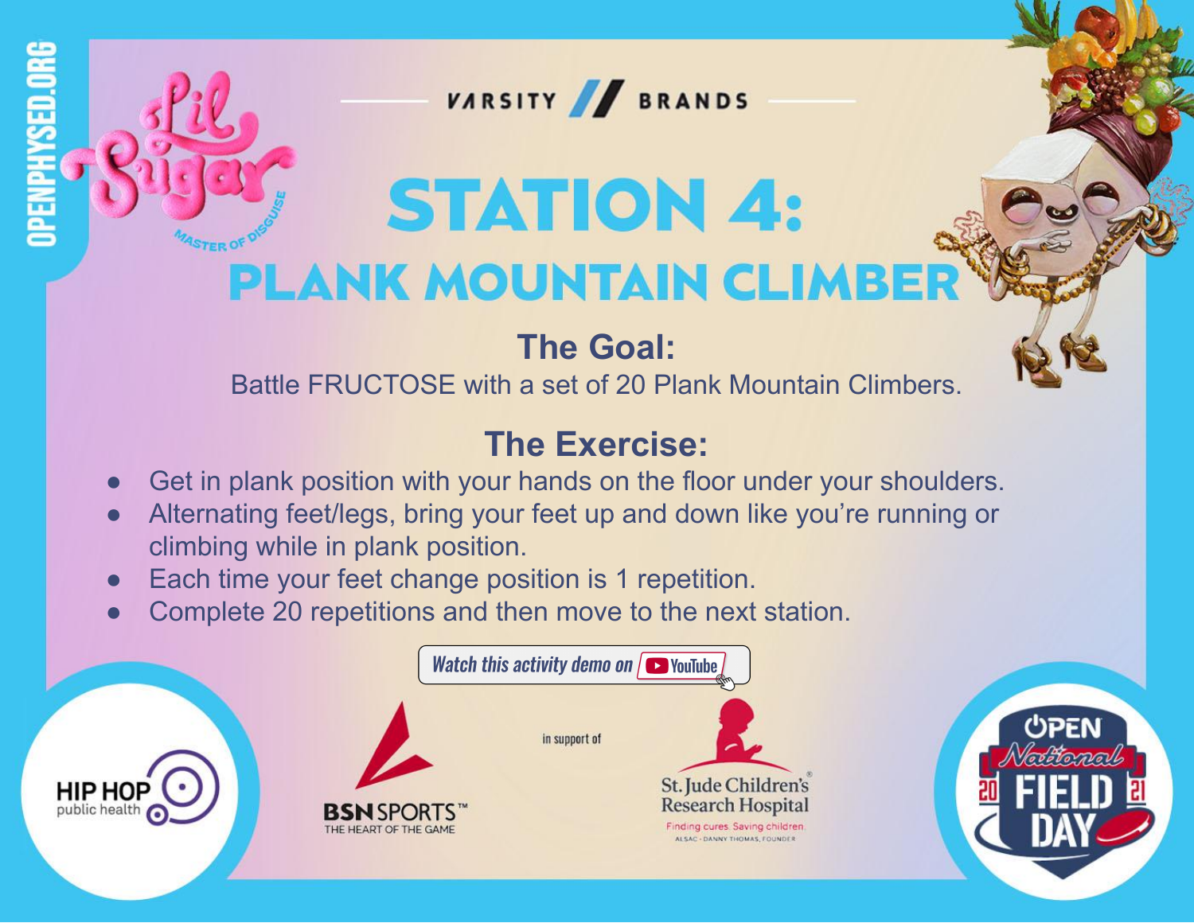OPENPHYSED.ORG

Lil Sugar

MASTER OF DISGUISE

VARSITY // BRANDS

# STATION 4:

# PLANK MOUNTAIN CLIMBER

## The Goal:

Battle FRUCTOSE with a set of 20 Plank Mountain Climbers.

## The Exercise:

- Get in plank position with your hands on the floor under your shoulders.
- Alternating feet/legs, bring your feet up and down like you're running or climbing while in plank position.
- Each time your feet change position is 1 repetition.
- Complete 20 repetitions and then move to the next station.

*Watch this activity demo on* YouTube

HIP HOP public health

BSN SPORTS™ THE HEART OF THE GAME

in support of

St. Jude Children's Research Hospital

Finding cures. Saving children.

ALSAC · DANNY THOMAS, FOUNDER

OPEN National FIELD DAY 2021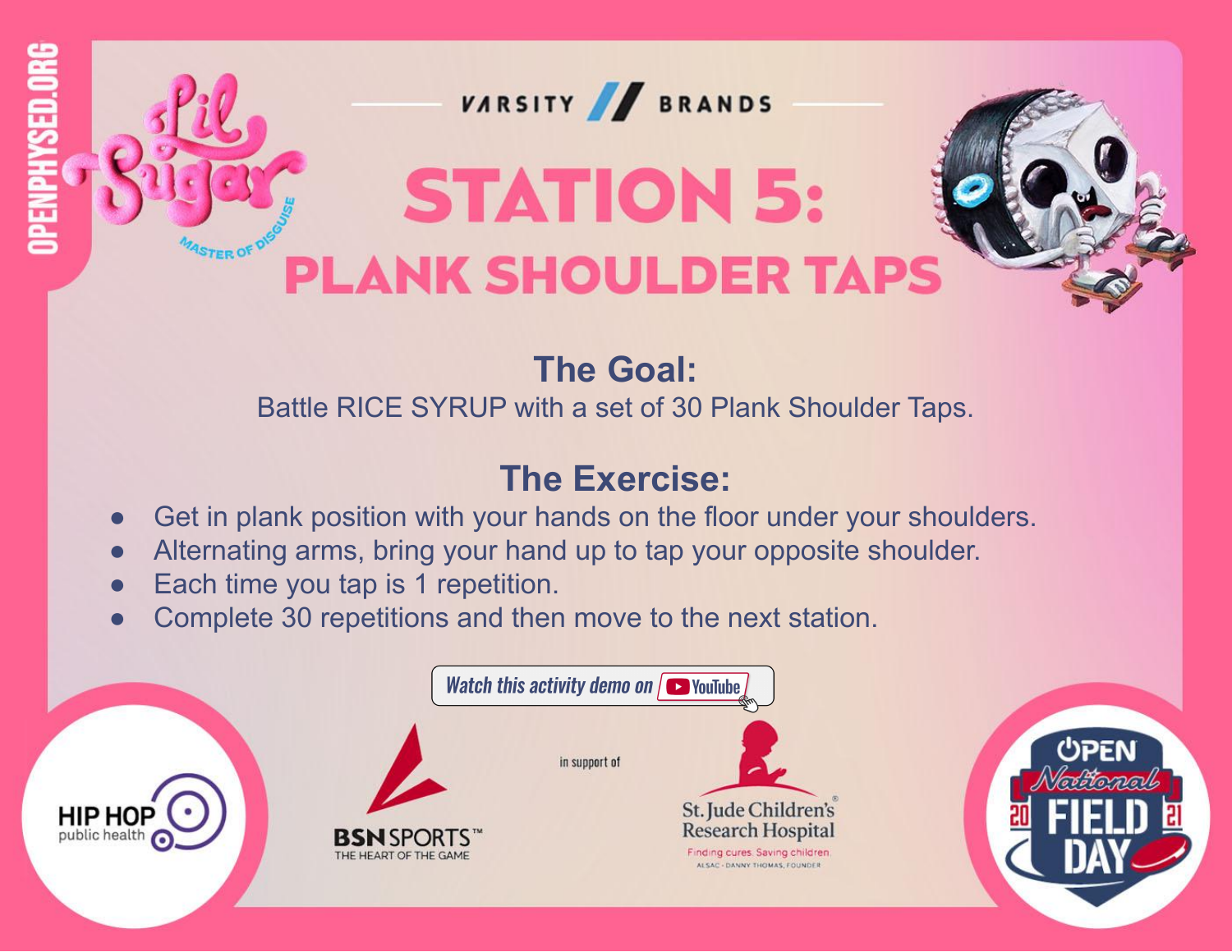VARSITY // BRANDS

# STATION 5:
# PLANK SHOULDER TAPS

## The Goal:

Battle RICE SYRUP with a set of 30 Plank Shoulder Taps.

## The Exercise:

- Get in plank position with your hands on the floor under your shoulders.
- Alternating arms, bring your hand up to tap your opposite shoulder.
- Each time you tap is 1 repetition.
- Complete 30 repetitions and then move to the next station.

*Watch this activity demo on* YouTube

in support of

St. Jude Children's Research Hospital

Finding cures. Saving children.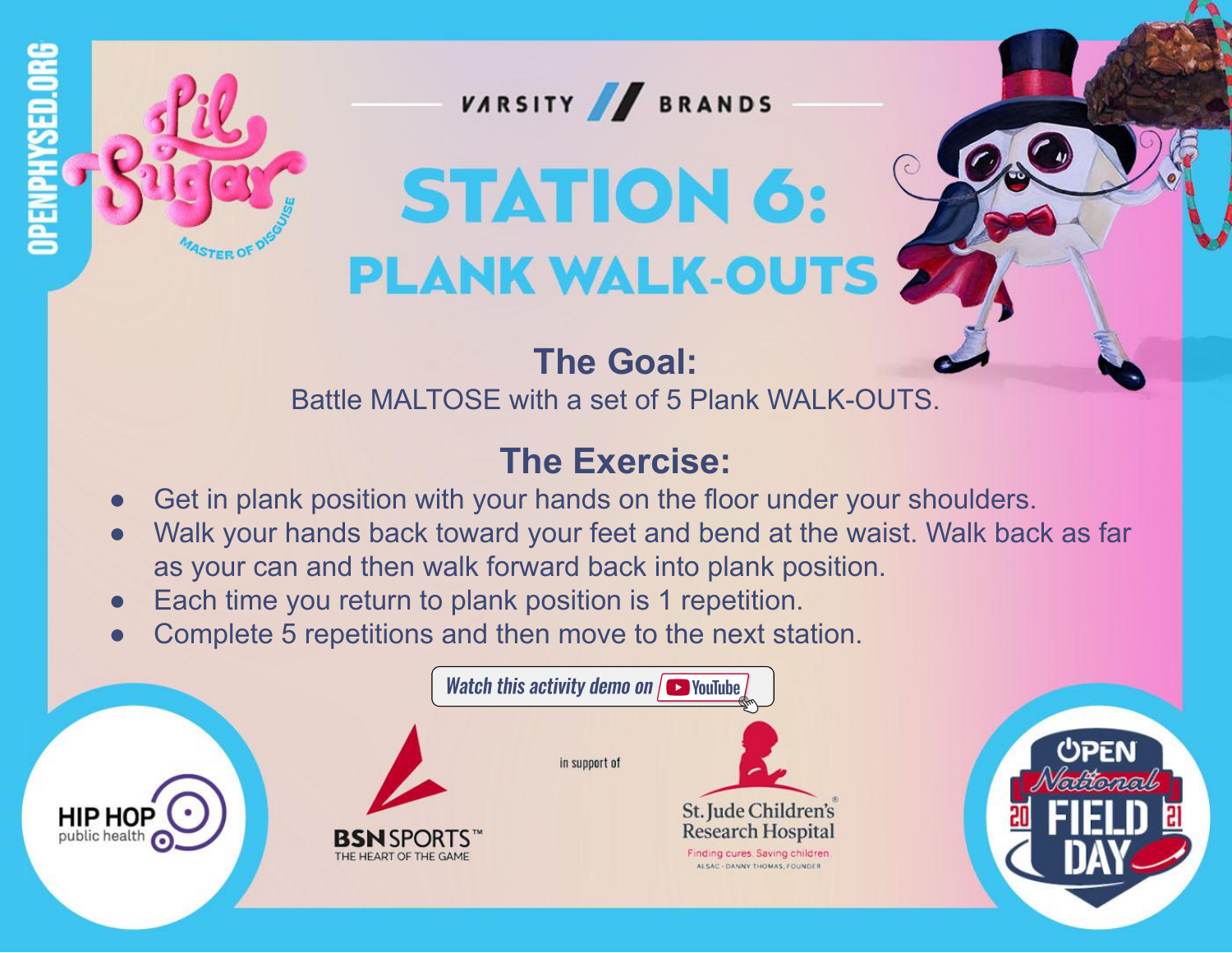# STATION 6: PLANK WALK-OUTS

## The Goal:

Battle MALTOSE with a set of 5 Plank WALK-OUTS.

## The Exercise:

- Get in plank position with your hands on the floor under your shoulders.
- Walk your hands back toward your feet and bend at the waist. Walk back as far as your can and then walk forward back into plank position.
- Each time you return to plank position is 1 repetition.
- Complete 5 repetitions and then move to the next station.

Watch this activity demo on YouTube